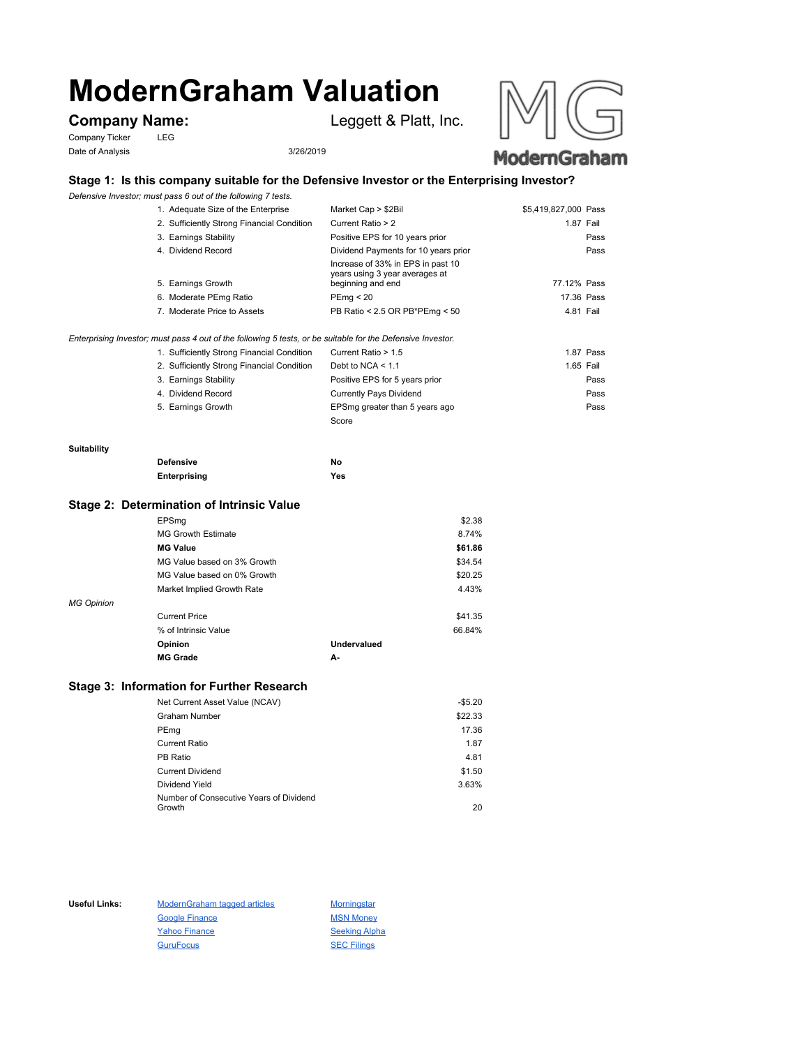# ModernGraham Valuation

**Company Name:** Leggett & Platt, Inc.

Company Ticker LEG

Date of Analysis 3/26/2019

## Stage 1: Is this company suitable for the Defensive Investor or the Enterprising Investor?

*Defensive Investor; must pass 6 out of the following 7 tests.*

| | | | |
|---|---|---|---|
| 1. Adequate Size of the Enterprise | Market Cap > $2Bil | $5,419,827,000 | Pass |
| 2. Sufficiently Strong Financial Condition | Current Ratio > 2 | 1.87 | Fail |
| 3. Earnings Stability | Positive EPS for 10 years prior | | Pass |
| 4. Dividend Record | Dividend Payments for 10 years prior | | Pass |
| 5. Earnings Growth | Increase of 33% in EPS in past 10 years using 3 year averages at beginning and end | 77.12% | Pass |
| 6. Moderate PEmg Ratio | PEmg < 20 | 17.36 | Pass |
| 7. Moderate Price to Assets | PB Ratio < 2.5 OR PB*PEmg < 50 | 4.81 | Fail |

*Enterprising Investor; must pass 4 out of the following 5 tests, or be suitable for the Defensive Investor.*

| | | | |
|---|---|---|---|
| 1. Sufficiently Strong Financial Condition | Current Ratio > 1.5 | 1.87 | Pass |
| 2. Sufficiently Strong Financial Condition | Debt to NCA < 1.1 | 1.65 | Fail |
| 3. Earnings Stability | Positive EPS for 5 years prior | | Pass |
| 4. Dividend Record | Currently Pays Dividend | | Pass |
| 5. Earnings Growth | EPSmg greater than 5 years ago | | Pass |
| | Score | | |

**Suitability**

| | |
|---|---|
| **Defensive** | **No** |
| **Enterprising** | **Yes** |

## Stage 2: Determination of Intrinsic Value

| | | |
|---|---|---|
| EPSmg | | $2.38 |
| MG Growth Estimate | | 8.74% |
| **MG Value** | | **$61.86** |
| MG Value based on 3% Growth | | $34.54 |
| MG Value based on 0% Growth | | $20.25 |
| Market Implied Growth Rate | | 4.43% |

*MG Opinion*

| | | |
|---|---|---|
| Current Price | | $41.35 |
| % of Intrinsic Value | | 66.84% |
| **Opinion** | **Undervalued** | |
| **MG Grade** | **A-** | |

## Stage 3: Information for Further Research

| | |
|---|---|
| Net Current Asset Value (NCAV) | -$5.20 |
| Graham Number | $22.33 |
| PEmg | 17.36 |
| Current Ratio | 1.87 |
| PB Ratio | 4.81 |
| Current Dividend | $1.50 |
| Dividend Yield | 3.63% |
| Number of Consecutive Years of Dividend Growth | 20 |

**Useful Links:**

- ModernGraham tagged articles
- Google Finance
- Yahoo Finance
- GuruFocus
- Morningstar
- MSN Money
- Seeking Alpha
- SEC Filings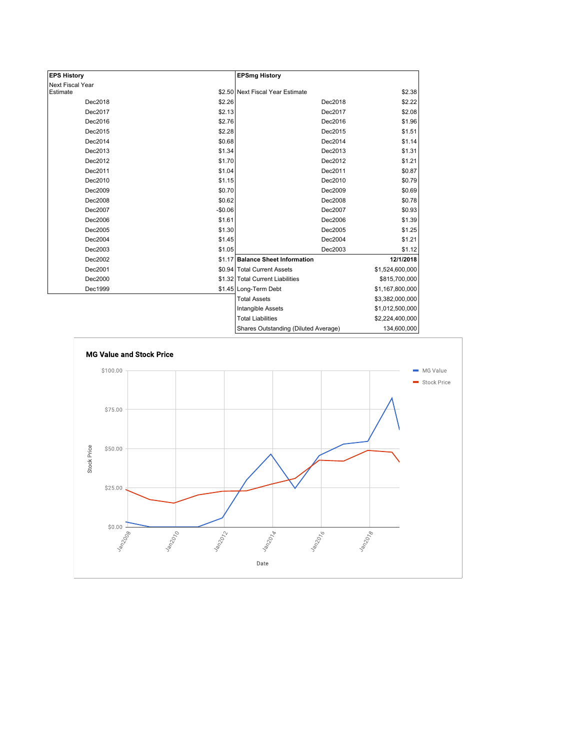| EPS History | | EPSmg History | |
|---|---|---|---|
| Next Fiscal Year Estimate | $2.50 | Next Fiscal Year Estimate | $2.38 |
| Dec2018 | $2.26 | Dec2018 | $2.22 |
| Dec2017 | $2.13 | Dec2017 | $2.08 |
| Dec2016 | $2.76 | Dec2016 | $1.96 |
| Dec2015 | $2.28 | Dec2015 | $1.51 |
| Dec2014 | $0.68 | Dec2014 | $1.14 |
| Dec2013 | $1.34 | Dec2013 | $1.31 |
| Dec2012 | $1.70 | Dec2012 | $1.21 |
| Dec2011 | $1.04 | Dec2011 | $0.87 |
| Dec2010 | $1.15 | Dec2010 | $0.79 |
| Dec2009 | $0.70 | Dec2009 | $0.69 |
| Dec2008 | $0.62 | Dec2008 | $0.78 |
| Dec2007 | -$0.06 | Dec2007 | $0.93 |
| Dec2006 | $1.61 | Dec2006 | $1.39 |
| Dec2005 | $1.30 | Dec2005 | $1.25 |
| Dec2004 | $1.45 | Dec2004 | $1.21 |
| Dec2003 | $1.05 | Dec2003 | $1.12 |
| Dec2002 | $1.17 | **Balance Sheet Information** | **12/1/2018** |
| Dec2001 | $0.94 | Total Current Assets | $1,524,600,000 |
| Dec2000 | $1.32 | Total Current Liabilities | $815,700,000 |
| Dec1999 | $1.45 | Long-Term Debt | $1,167,800,000 |
| | | Total Assets | $3,382,000,000 |
| | | Intangible Assets | $1,012,500,000 |
| | | Total Liabilities | $2,224,400,000 |
| | | Shares Outstanding (Diluted Average) | 134,600,000 |

**MG Value and Stock Price**

MG Value
Stock Price

$100.00
$75.00
$50.00
$25.00
$0.00

Stock Price

Jan2008
Jan2010
Jan2012
Jan2014
Jan2016
Jan2018

Date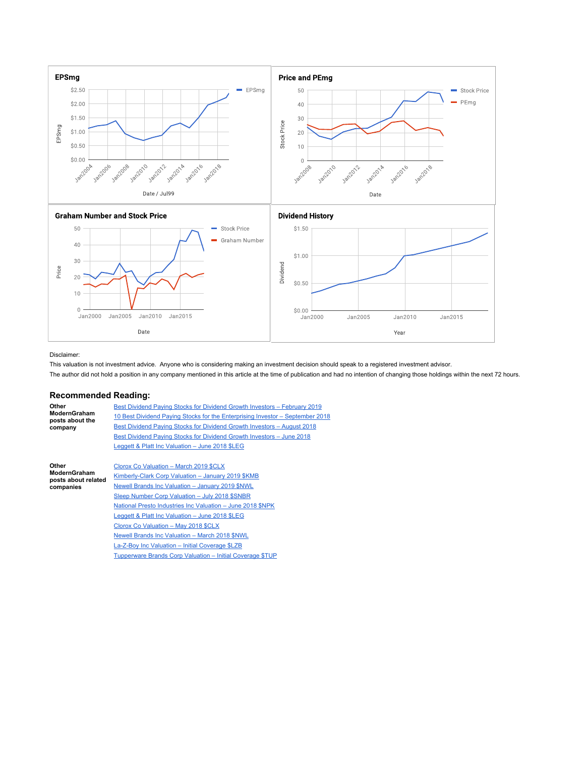EPSmg

$2.50
$2.00
$1.50
$1.00
$0.50
$0.00

EPSmg

Jan2004 Jan2006 Jan2008 Jan2010 Jan2012 Jan2014 Jan2016 Jan2018

Date / Jul99

EPSmg

Price and PEmg

50
40
30
20
10
0

Stock Price

Jan2008 Jan2010 Jan2012 Jan2014 Jan2016 Jan2018

Date

Stock Price
PEmg

Graham Number and Stock Price

50
40
30
20
10
0

Price

Jan2000 Jan2005 Jan2010 Jan2015

Date

Stock Price
Graham Number

Dividend History

$1.50
$1.00
$0.50
$0.00

Dividend

Jan2000 Jan2005 Jan2010 Jan2015

Year

Disclaimer:

This valuation is not investment advice. Anyone who is considering making an investment decision should speak to a registered investment advisor.

The author did not hold a position in any company mentioned in this article at the time of publication and had no intention of changing those holdings within the next 72 hours.

## Recommended Reading:

| | |
|---|---|
| **Other ModernGraham posts about the company** | Best Dividend Paying Stocks for Dividend Growth Investors – February 2019<br>10 Best Dividend Paying Stocks for the Enterprising Investor – September 2018<br>Best Dividend Paying Stocks for Dividend Growth Investors – August 2018<br>Best Dividend Paying Stocks for Dividend Growth Investors – June 2018<br>Leggett & Platt Inc Valuation – June 2018 $LEG |
| **Other ModernGraham posts about related companies** | Clorox Co Valuation – March 2019 $CLX<br>Kimberly-Clark Corp Valuation – January 2019 $KMB<br>Newell Brands Inc Valuation – January 2019 $NWL<br>Sleep Number Corp Valuation – July 2018 $SNBR<br>National Presto Industries Inc Valuation – June 2018 $NPK<br>Leggett & Platt Inc Valuation – June 2018 $LEG<br>Clorox Co Valuation – May 2018 $CLX<br>Newell Brands Inc Valuation – March 2018 $NWL<br>La-Z-Boy Inc Valuation – Initial Coverage $LZB<br>Tupperware Brands Corp Valuation – Initial Coverage $TUP |